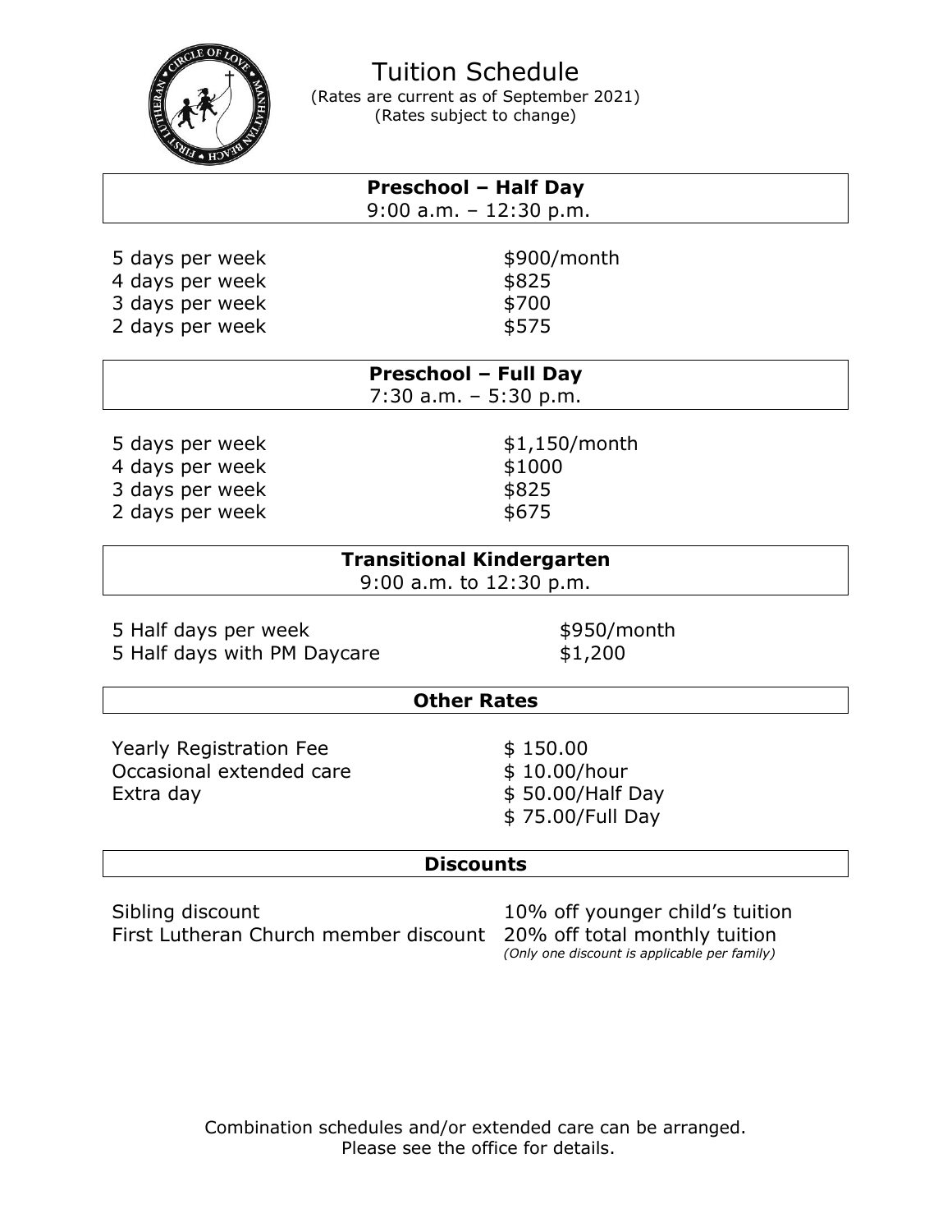# Tuition Schedule

(Rates are current as of September 2021)
(Rates subject to change)

## Preschool – Half Day

9:00 a.m. – 12:30 p.m.

| | |
|---|---|
| 5 days per week | $900/month |
| 4 days per week | $825 |
| 3 days per week | $700 |
| 2 days per week | $575 |

## Preschool – Full Day

7:30 a.m. – 5:30 p.m.

| | |
|---|---|
| 5 days per week | $1,150/month |
| 4 days per week | $1000 |
| 3 days per week | $825 |
| 2 days per week | $675 |

## Transitional Kindergarten

9:00 a.m. to 12:30 p.m.

| | |
|---|---|
| 5 Half days per week | $950/month |
| 5 Half days with PM Daycare | $1,200 |

## Other Rates

| | |
|---|---|
| Yearly Registration Fee | $ 150.00 |
| Occasional extended care | $ 10.00/hour |
| Extra day | $ 50.00/Half Day |
| | $ 75.00/Full Day |

## Discounts

| | |
|---|---|
| Sibling discount | 10% off younger child's tuition |
| First Lutheran Church member discount | 20% off total monthly tuition |

*(Only one discount is applicable per family)*

Combination schedules and/or extended care can be arranged.
Please see the office for details.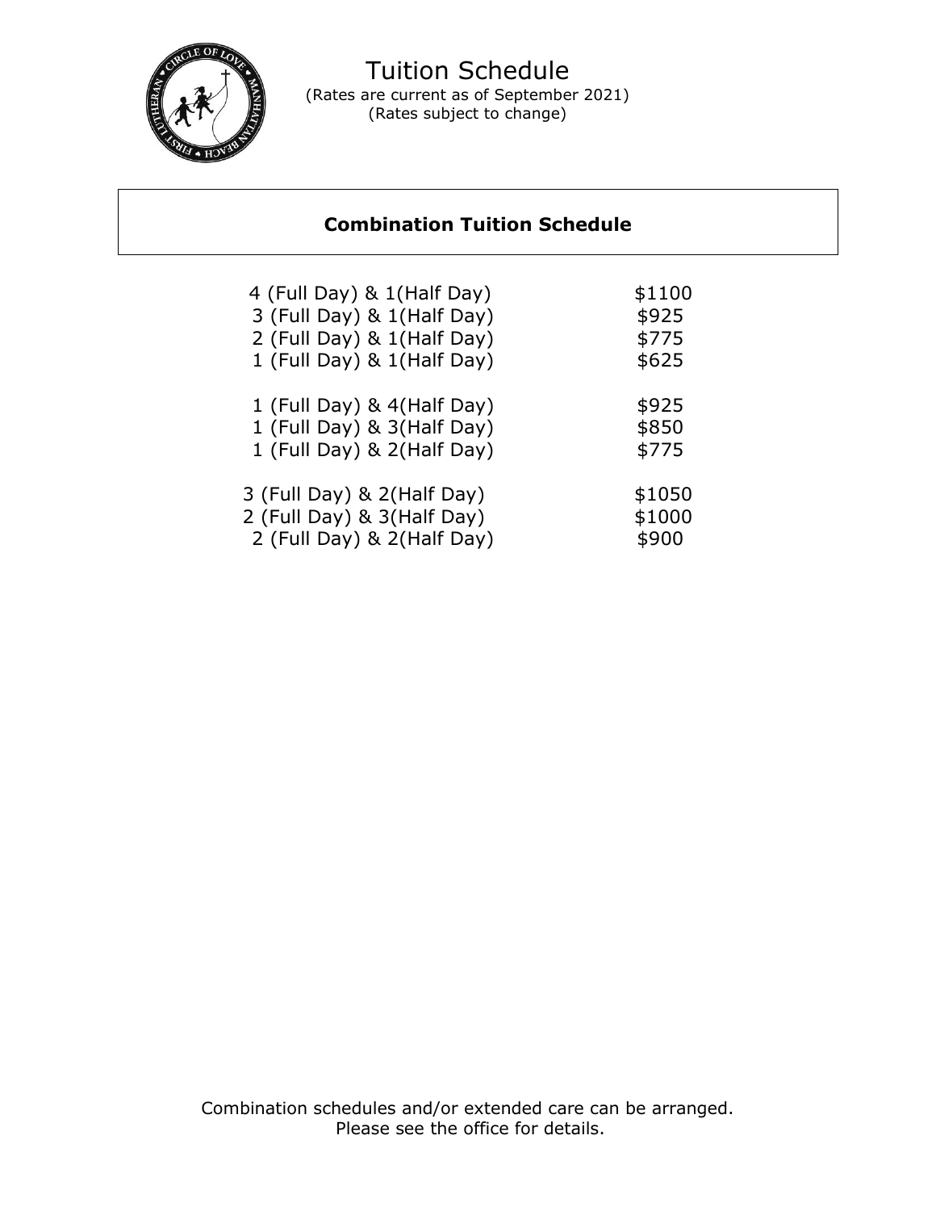# Tuition Schedule

(Rates are current as of September 2021)
(Rates subject to change)

## Combination Tuition Schedule

| | |
|---|---|
| 4 (Full Day) & 1(Half Day) | $1100 |
| 3 (Full Day) & 1(Half Day) | $925 |
| 2 (Full Day) & 1(Half Day) | $775 |
| 1 (Full Day) & 1(Half Day) | $625 |
| 1 (Full Day) & 4(Half Day) | $925 |
| 1 (Full Day) & 3(Half Day) | $850 |
| 1 (Full Day) & 2(Half Day) | $775 |
| 3 (Full Day) & 2(Half Day) | $1050 |
| 2 (Full Day) & 3(Half Day) | $1000 |
| 2 (Full Day) & 2(Half Day) | $900 |

Combination schedules and/or extended care can be arranged.
Please see the office for details.